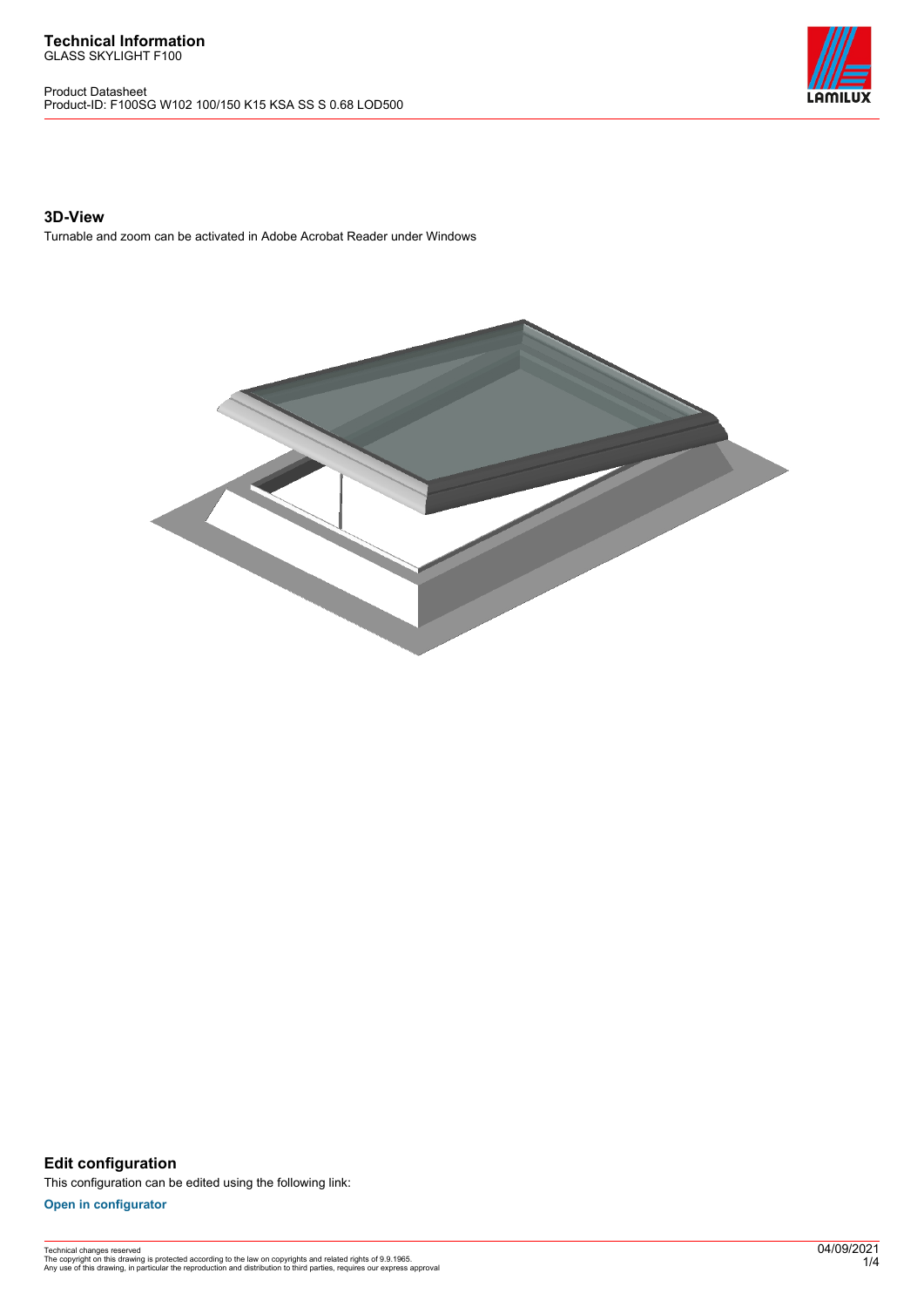# Technical Information

GLASS SKYLIGHT F100

Product Datasheet
Product-ID: F100SG W102 100/150 K15 KSA SS S 0.68 LOD500

## 3D-View

Turnable and zoom can be activated in Adobe Acrobat Reader under Windows

## Edit configuration

This configuration can be edited using the following link:

**Open in configurator**

Technical changes reserved
The copyright on this drawing is protected according to the law on copyrights and related rights of 9.9.1965.
Any use of this drawing, in particular the reproduction and distribution to third parties, requires our express approval

04/09/2021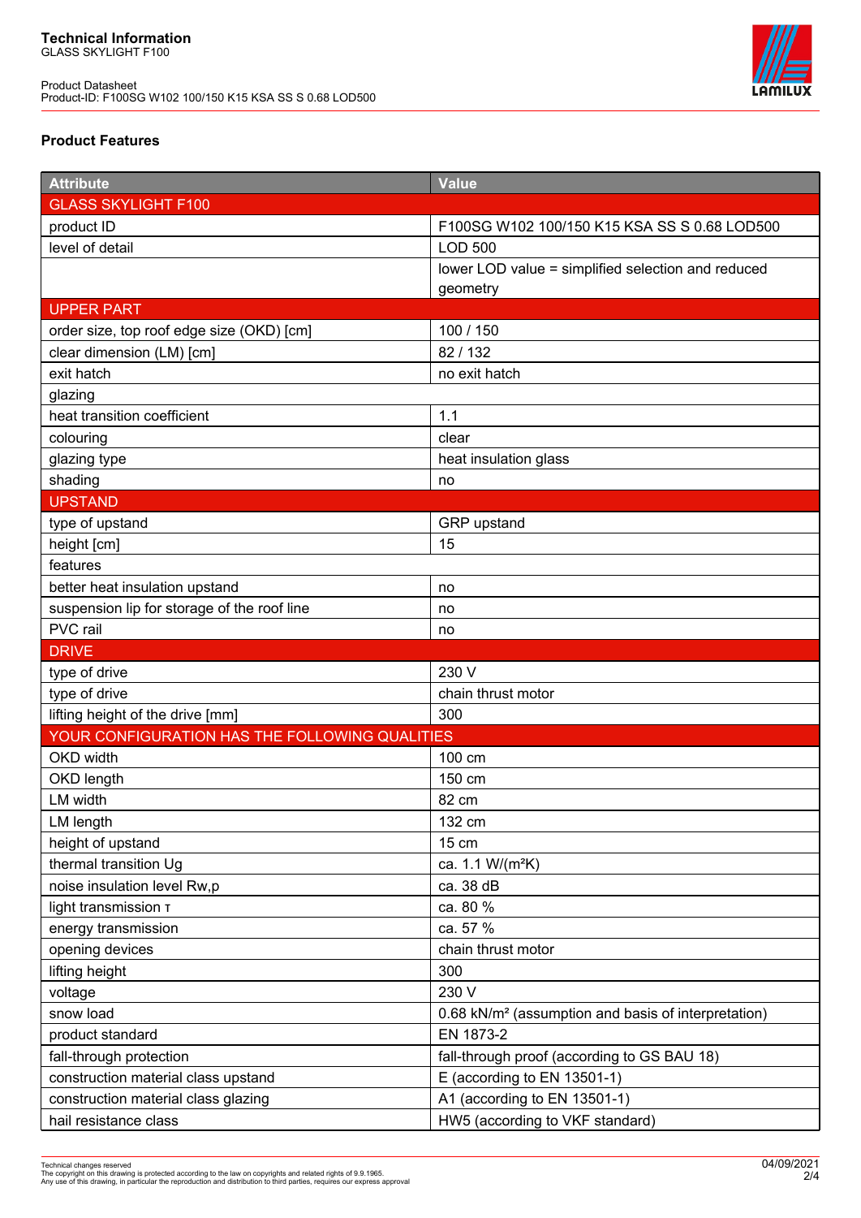# Technical Information

GLASS SKYLIGHT F100

Product Datasheet
Product-ID: F100SG W102 100/150 K15 KSA SS S 0.68 LOD500

## Product Features

| Attribute | Value |
|---|---|
| GLASS SKYLIGHT F100 | |
| product ID | F100SG W102 100/150 K15 KSA SS S 0.68 LOD500 |
| level of detail | LOD 500 |
| | lower LOD value = simplified selection and reduced geometry |
| UPPER PART | |
| order size, top roof edge size (OKD) [cm] | 100 / 150 |
| clear dimension (LM) [cm] | 82 / 132 |
| exit hatch | no exit hatch |
| glazing | |
| heat transition coefficient | 1.1 |
| colouring | clear |
| glazing type | heat insulation glass |
| shading | no |
| UPSTAND | |
| type of upstand | GRP upstand |
| height [cm] | 15 |
| features | |
| better heat insulation upstand | no |
| suspension lip for storage of the roof line | no |
| PVC rail | no |
| DRIVE | |
| type of drive | 230 V |
| type of drive | chain thrust motor |
| lifting height of the drive [mm] | 300 |
| YOUR CONFIGURATION HAS THE FOLLOWING QUALITIES | |
| OKD width | 100 cm |
| OKD length | 150 cm |
| LM width | 82 cm |
| LM length | 132 cm |
| height of upstand | 15 cm |
| thermal transition Ug | ca. 1.1 W/(m²K) |
| noise insulation level Rw,p | ca. 38 dB |
| light transmission τ | ca. 80 % |
| energy transmission | ca. 57 % |
| opening devices | chain thrust motor |
| lifting height | 300 |
| voltage | 230 V |
| snow load | 0.68 kN/m² (assumption and basis of interpretation) |
| product standard | EN 1873-2 |
| fall-through protection | fall-through proof (according to GS BAU 18) |
| construction material class upstand | E (according to EN 13501-1) |
| construction material class glazing | A1 (according to EN 13501-1) |
| hail resistance class | HW5 (according to VKF standard) |

Technical changes reserved
The copyright on this drawing is protected according to the law on copyrights and related rights of 9.9.1965.
Any use of this drawing, in particular the reproduction and distribution to third parties, requires our express approval

04/09/2021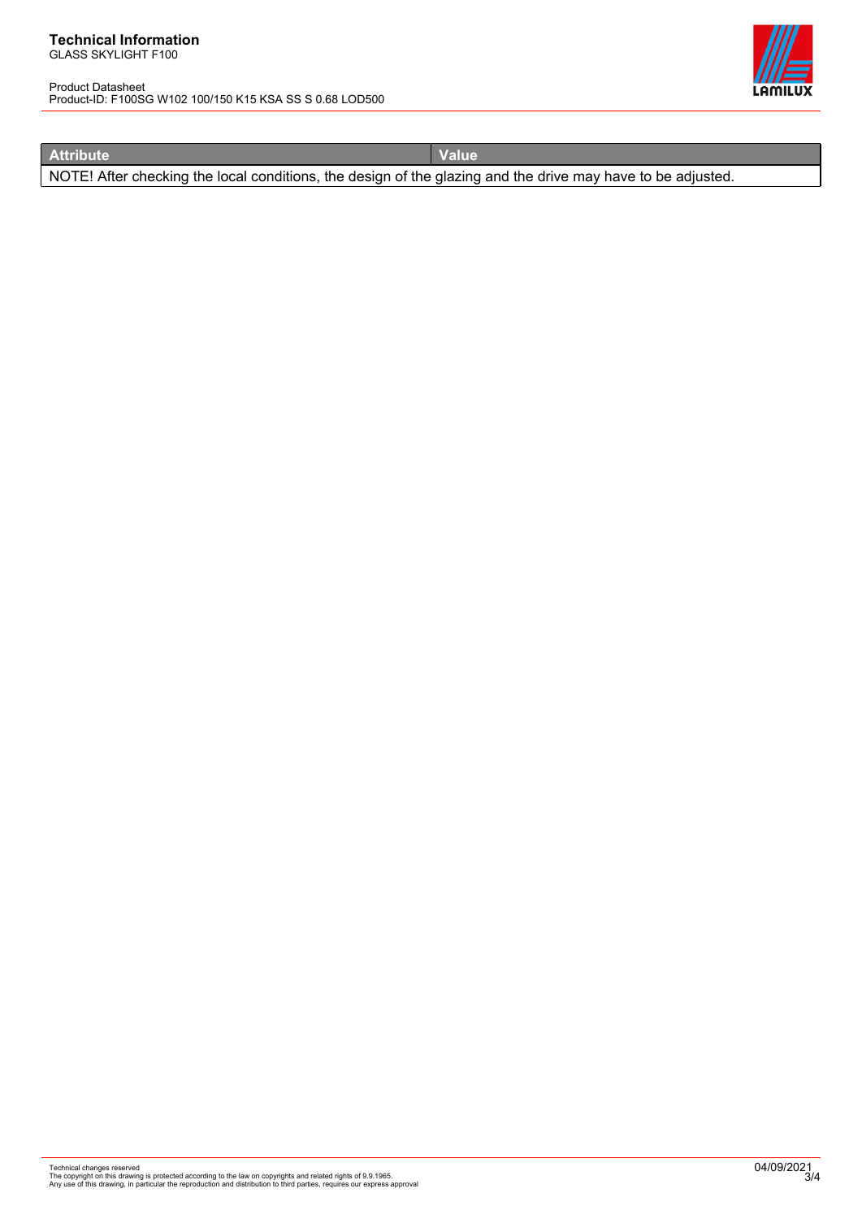| Attribute | Value |
| --- | --- |
| NOTE! After checking the local conditions, the design of the glazing and the drive may have to be adjusted. | |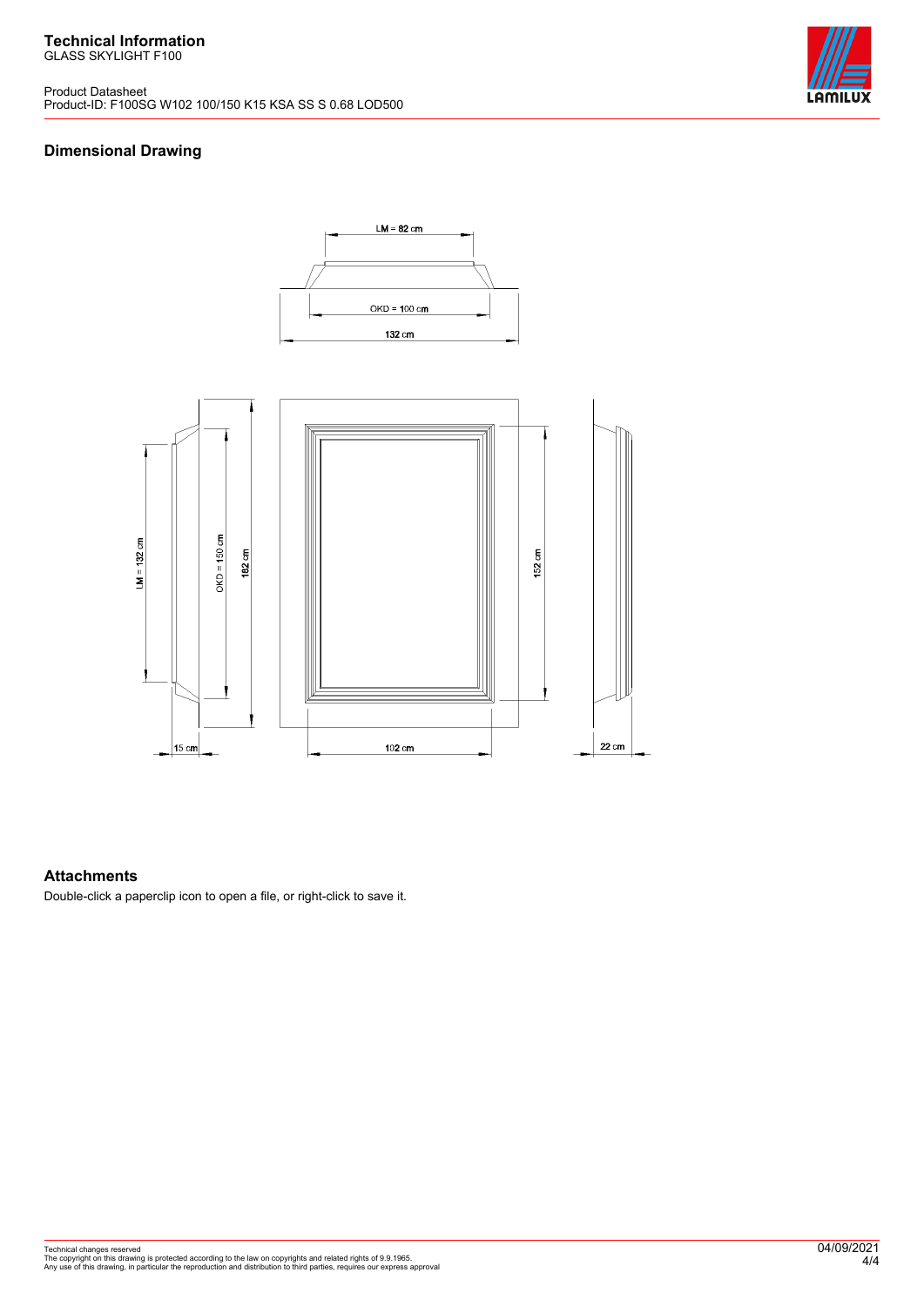**Technical Information**
GLASS SKYLIGHT F100

Product Datasheet
Product-ID: F100SG W102 100/150 K15 KSA SS S 0.68 LOD500

## Dimensional Drawing

LM = 82 cm
OKD = 100 cm
132 cm

LM = 132 cm
OKD = 150 cm
182 cm
152 cm
15 cm
102 cm
22 cm

## Attachments

Double-click a paperclip icon to open a file, or right-click to save it.

Technical changes reserved
The copyright on this drawing is protected according to the law on copyrights and related rights of 9.9.1965.
Any use of this drawing, in particular the reproduction and distribution to third parties, requires our express approval

04/09/2021